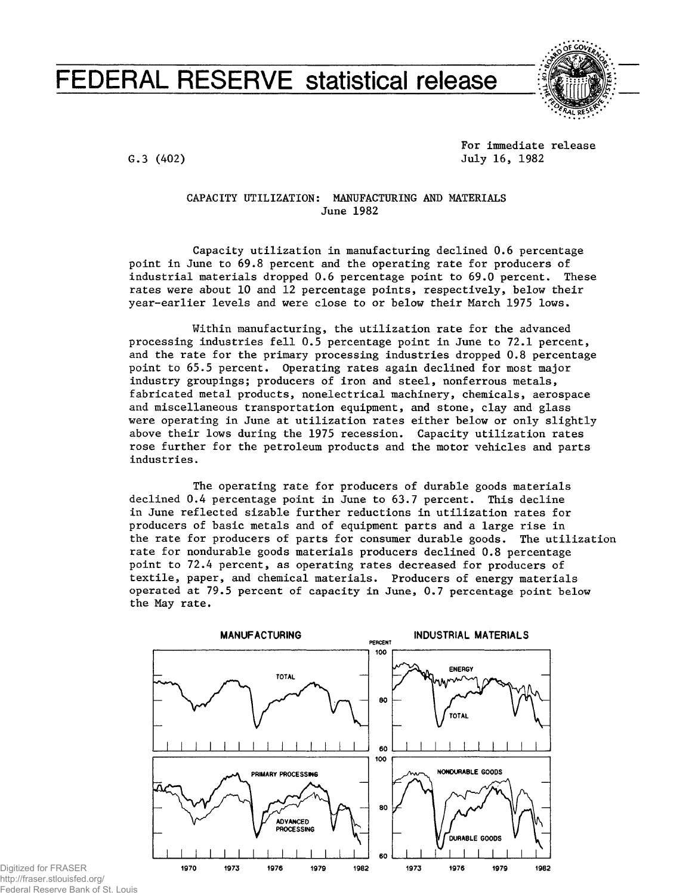# FEDERAL RESERVE statistical release

G.3 (402)

For immediate release
July 16, 1982

## CAPACITY UTILIZATION: MANUFACTURING AND MATERIALS
### June 1982

Capacity utilization in manufacturing declined 0.6 percentage point in June to 69.8 percent and the operating rate for producers of industrial materials dropped 0.6 percentage point to 69.0 percent. These rates were about 10 and 12 percentage points, respectively, below their year-earlier levels and were close to or below their March 1975 lows.

Within manufacturing, the utilization rate for the advanced processing industries fell 0.5 percentage point in June to 72.1 percent, and the rate for the primary processing industries dropped 0.8 percentage point to 65.5 percent. Operating rates again declined for most major industry groupings; producers of iron and steel, nonferrous metals, fabricated metal products, nonelectrical machinery, chemicals, aerospace and miscellaneous transportation equipment, and stone, clay and glass were operating in June at utilization rates either below or only slightly above their lows during the 1975 recession. Capacity utilization rates rose further for the petroleum products and the motor vehicles and parts industries.

The operating rate for producers of durable goods materials declined 0.4 percentage point in June to 63.7 percent. This decline in June reflected sizable further reductions in utilization rates for producers of basic metals and of equipment parts and a large rise in the rate for producers of parts for consumer durable goods. The utilization rate for nondurable goods materials producers declined 0.8 percentage point to 72.4 percent, as operating rates decreased for producers of textile, paper, and chemical materials. Producers of energy materials operated at 79.5 percent of capacity in June, 0.7 percentage point below the May rate.

MANUFACTURING | INDUSTRIAL MATERIALS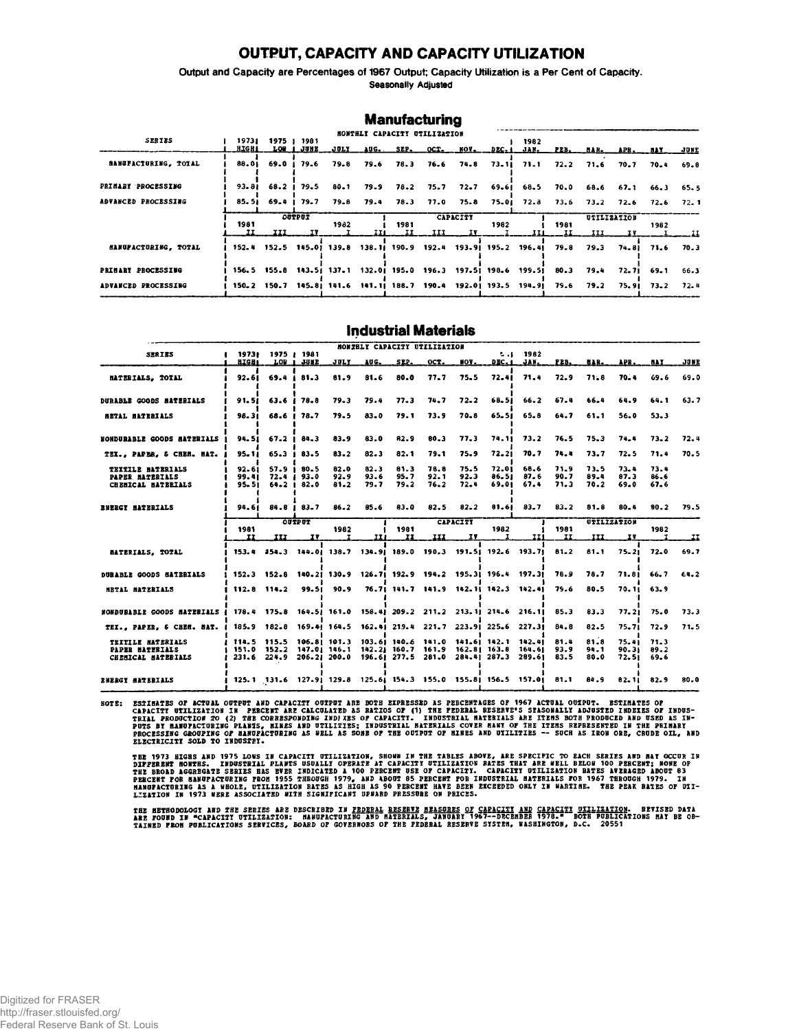# OUTPUT, CAPACITY AND CAPACITY UTILIZATION

Output and Capacity are Percentages of 1967 Output; Capacity Utilization is a Per Cent of Capacity.

Seasonally Adjusted

## Manufacturing

| SERIES | 1973 HIGH | 1975 LOW | 1981 JUNE | JULY | AUG. | SEP. | OCT. | NOV. | DEC. | 1982 JAN. | FEB. | MAR. | APR. | MAY | JUNE |
|---|---|---|---|---|---|---|---|---|---|---|---|---|---|---|---|
| | | | MONTHLY CAPACITY UTILIZATION | | | | | | | | | | | | |
| MANUFACTURING, TOTAL | 88.0 | 69.0 | 79.6 | 79.8 | 79.6 | 78.3 | 76.6 | 74.8 | 73.1 | 71.1 | 72.2 | 71.6 | 70.7 | 70.4 | 69.8 |
| PRIMARY PROCESSING | 93.8 | 68.2 | 79.5 | 80.1 | 79.9 | 78.2 | 75.7 | 72.7 | 69.6 | 68.5 | 70.0 | 68.6 | 67.1 | 66.3 | 65.5 |
| ADVANCED PROCESSING | 85.5 | 69.4 | 79.7 | 79.8 | 79.4 | 78.3 | 77.0 | 75.8 | 75.0 | 72.8 | 73.6 | 73.2 | 72.6 | 72.6 | 72.1 |

| SERIES | OUTPUT 1981 II | III | IV | 1982 I | II | CAPACITY 1981 II | III | IV | 1982 I | II | UTILIZATION 1981 II | III | IV | 1982 I | II |
|---|---|---|---|---|---|---|---|---|---|---|---|---|---|---|---|
| MANUFACTURING, TOTAL | 152.4 | 152.5 | 145.0 | 139.8 | 138.1 | 190.9 | 192.4 | 193.9 | 195.2 | 196.4 | 79.8 | 79.3 | 74.8 | 71.6 | 70.3 |
| PRIMARY PROCESSING | 156.5 | 155.8 | 143.5 | 137.1 | 132.0 | 195.0 | 196.3 | 197.5 | 198.6 | 199.5 | 80.3 | 79.4 | 72.7 | 69.1 | 66.3 |
| ADVANCED PROCESSING | 150.2 | 150.7 | 145.8 | 141.6 | 141.1 | 188.7 | 190.4 | 192.0 | 193.5 | 194.9 | 79.6 | 79.2 | 75.9 | 73.2 | 72.4 |

## Industrial Materials

| SERIES | 1973 HIGH | 1975 LOW | 1981 JUNE | JULY | AUG. | SEP. | OCT. | NOV. | DEC. | 1982 JAN. | FEB. | MAR. | APR. | MAY | JUNE |
|---|---|---|---|---|---|---|---|---|---|---|---|---|---|---|---|
| | | | MONTHLY CAPACITY UTILIZATION | | | | | | | | | | | | |
| MATERIALS, TOTAL | 92.6 | 69.4 | 81.3 | 81.9 | 81.6 | 80.0 | 77.7 | 75.5 | 72.4 | 71.4 | 72.9 | 71.8 | 70.4 | 69.6 | 69.0 |
| DURABLE GOODS MATERIALS | 91.5 | 63.6 | 78.8 | 79.3 | 79.4 | 77.3 | 74.7 | 72.2 | 68.5 | 66.2 | 67.4 | 66.4 | 64.9 | 64.1 | 63.7 |
| METAL MATERIALS | 98.3 | 68.6 | 78.7 | 79.5 | 83.0 | 79.1 | 73.9 | 70.8 | 65.5 | 65.8 | 64.7 | 61.1 | 56.0 | 53.3 | |
| NONDURABLE GOODS MATERIALS | 94.5 | 67.2 | 84.3 | 83.9 | 83.0 | 82.9 | 80.3 | 77.3 | 74.1 | 73.2 | 76.5 | 75.3 | 74.4 | 73.2 | 72.4 |
| TEX., PAPER, & CHEM. MAT. | 95.1 | 65.3 | 83.5 | 83.2 | 82.3 | 82.1 | 79.1 | 75.9 | 72.2 | 70.7 | 74.4 | 73.7 | 72.5 | 71.4 | 70.5 |
| TEXTILE MATERIALS | 92.6 | 57.9 | 80.5 | 82.0 | 82.3 | 81.3 | 78.8 | 75.5 | 72.0 | 68.6 | 71.9 | 73.5 | 73.4 | 73.4 | |
| PAPER MATERIALS | 99.4 | 72.4 | 93.0 | 92.9 | 93.6 | 95.7 | 92.1 | 92.3 | 86.5 | 87.6 | 90.7 | 89.4 | 87.3 | 86.6 | |
| CHEMICAL MATERIALS | 95.5 | 64.2 | 82.0 | 81.2 | 79.7 | 79.2 | 76.2 | 72.4 | 69.0 | 67.4 | 71.3 | 70.2 | 69.0 | 67.6 | |
| ENERGY MATERIALS | 94.6 | 84.8 | 83.7 | 86.2 | 85.6 | 83.0 | 82.5 | 82.2 | 81.6 | 83.7 | 83.2 | 81.8 | 80.4 | 80.2 | 79.5 |

| SERIES | OUTPUT 1981 II | III | IV | 1982 I | II | CAPACITY 1981 II | III | IV | 1982 I | II | UTILIZATION 1981 II | III | IV | 1982 I | II |
|---|---|---|---|---|---|---|---|---|---|---|---|---|---|---|---|
| MATERIALS, TOTAL | 153.4 | 154.3 | 144.0 | 138.7 | 134.9 | 189.0 | 190.3 | 191.5 | 192.6 | 193.7 | 81.2 | 81.1 | 75.2 | 72.0 | 69.7 |
| DURABLE GOODS MATERIALS | 152.3 | 152.8 | 140.2 | 130.9 | 126.7 | 192.9 | 194.2 | 195.3 | 196.4 | 197.3 | 78.9 | 78.7 | 71.8 | 66.7 | 64.2 |
| METAL MATERIALS | 112.8 | 114.2 | 99.5 | 90.9 | 76.7 | 141.7 | 141.9 | 142.1 | 142.3 | 142.4 | 79.6 | 80.5 | 70.1 | 63.9 | |
| NONDURABLE GOODS MATERIALS | 178.4 | 175.8 | 164.5 | 161.0 | 158.4 | 209.2 | 211.2 | 213.1 | 214.6 | 216.1 | 85.3 | 83.3 | 77.2 | 75.0 | 73.3 |
| TEX., PAPER, & CHEM. MAT. | 185.9 | 182.8 | 169.4 | 164.5 | 162.4 | 219.4 | 221.7 | 223.9 | 225.6 | 227.3 | 84.8 | 82.5 | 75.7 | 72.9 | 71.5 |
| TEXTILE MATERIALS | 114.5 | 115.5 | 106.8 | 101.3 | 103.6 | 140.6 | 141.0 | 141.6 | 142.1 | 142.4 | 81.4 | 81.8 | 75.4 | 71.3 | |
| PAPER MATERIALS | 151.0 | 152.2 | 147.0 | 146.1 | 142.2 | 160.7 | 161.9 | 162.8 | 163.8 | 164.6 | 93.9 | 94.1 | 90.3 | 89.2 | |
| CHEMICAL MATERIALS | 231.6 | 224.9 | 206.2 | 200.0 | 196.6 | 277.5 | 281.0 | 284.4 | 287.3 | 289.6 | 83.5 | 80.0 | 72.5 | 69.6 | |
| ENERGY MATERIALS | 125.1 | 131.6 | 127.9 | 129.8 | 125.6 | 154.3 | 155.0 | 155.8 | 156.5 | 157.0 | 81.1 | 84.9 | 82.1 | 82.9 | 80.0 |

NOTE: ESTIMATES OF ACTUAL OUTPUT AND CAPACITY OUTPUT ARE BOTH EXPRESSED AS PERCENTAGES OF 1967 ACTUAL OUTPUT. ESTIMATES OF CAPACITY UTILIZATION IN PERCENT ARE CALCULATED AS RATIOS OF (1) THE FEDERAL RESERVE'S SEASONALLY ADJUSTED INDEXES OF INDUSTRIAL PRODUCTION TO (2) THE CORRESPONDING INDEXES OF CAPACITY. INDUSTRIAL MATERIALS ARE ITEMS BOTH PRODUCED AND USED AS INPUTS BY MANUFACTURING PLANTS, MINES AND UTILITIES; INDUSTRIAL MATERIALS COVER MANY OF THE ITEMS REPRESENTED IN THE PRIMARY PROCESSING GROUPING OF MANUFACTURING AS WELL AS SOME OF THE OUTPUT OF MINES AND UTILITIES -- SUCH AS IRON ORE, CRUDE OIL, AND ELECTRICITY SOLD TO INDUSTRY.

THE 1973 HIGHS AND 1975 LOWS IN CAPACITY UTILIZATION, SHOWN IN THE TABLES ABOVE, ARE SPECIFIC TO EACH SERIES AND MAY OCCUR IN DIFFERENT MONTHS. INDUSTRIAL PLANTS USUALLY OPERATE AT CAPACITY UTILIZATION RATES THAT ARE WELL BELOW 100 PERCENT; NONE OF THE BROAD AGGREGATE SERIES HAS EVER INDICATED A 100 PERCENT USE OF CAPACITY. CAPACITY UTILIZATION RATES AVERAGED ABOUT 83 PERCENT FOR MANUFACTURING FROM 1955 THROUGH 1979, AND ABOUT 85 PERCENT FOR INDUSTRIAL MATERIALS FOR 1967 THROUGH 1979. IN MANUFACTURING AS A WHOLE, UTILIZATION RATES AS HIGH AS 90 PERCENT HAVE BEEN EXCEEDED ONLY IN WARTIME. THE PEAK RATES OF UTILIZATION IN 1973 WERE ASSOCIATED WITH SIGNIFICANT UPWARD PRESSURE ON PRICES.

THE METHODOLOGY AND THE SERIES ARE DESCRIBED IN FEDERAL RESERVE MEASURES OF CAPACITY AND CAPACITY UTILIZATION. REVISED DATA ARE FOUND IN "CAPACITY UTILIZATION: MANUFACTURING AND MATERIALS, JANUARY 1967--DECEMBER 1978." BOTH PUBLICATIONS MAY BE OBTAINED FROM PUBLICATIONS SERVICES, BOARD OF GOVERNORS OF THE FEDERAL RESERVE SYSTEM, WASHINGTON, D.C. 20551